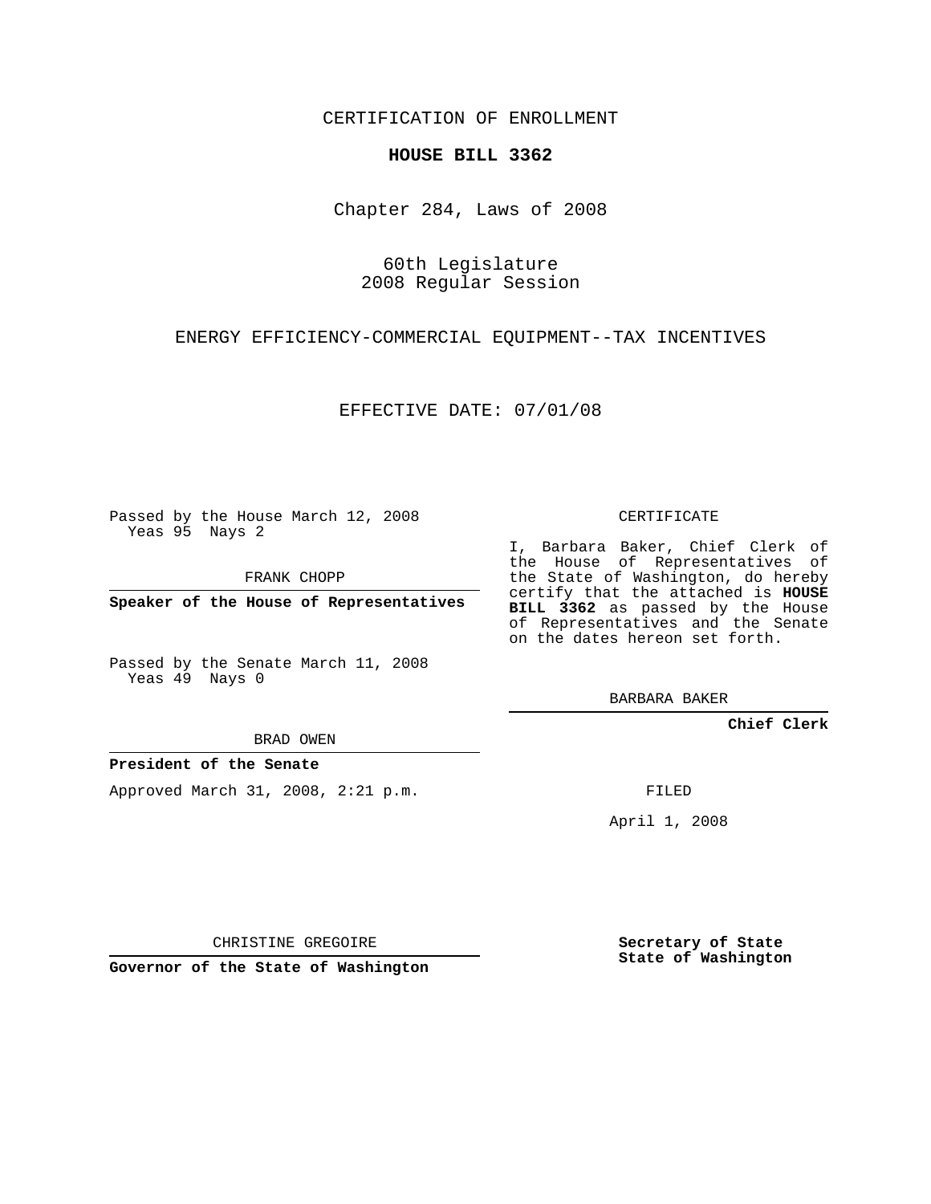CERTIFICATION OF ENROLLMENT

**HOUSE BILL 3362**

Chapter 284, Laws of 2008

60th Legislature
2008 Regular Session

ENERGY EFFICIENCY-COMMERCIAL EQUIPMENT--TAX INCENTIVES

EFFECTIVE DATE: 07/01/08

Passed by the House March 12, 2008
Yeas 95 Nays 2

FRANK CHOPP

**Speaker of the House of Representatives**

Passed by the Senate March 11, 2008
Yeas 49 Nays 0

BRAD OWEN

**President of the Senate**

Approved March 31, 2008, 2:21 p.m.

CHRISTINE GREGOIRE

**Governor of the State of Washington**

CERTIFICATE

I, Barbara Baker, Chief Clerk of the House of Representatives of the State of Washington, do hereby certify that the attached is **HOUSE BILL 3362** as passed by the House of Representatives and the Senate on the dates hereon set forth.

BARBARA BAKER

**Chief Clerk**

FILED

April 1, 2008

**Secretary of State**
**State of Washington**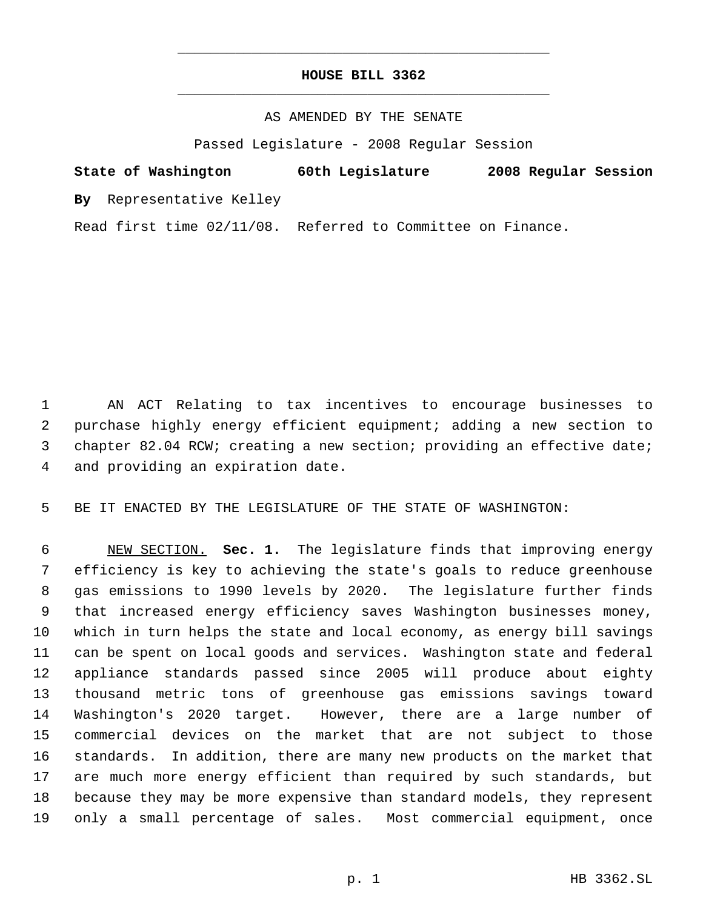# HOUSE BILL 3362

AS AMENDED BY THE SENATE

Passed Legislature - 2008 Regular Session

**State of Washington 60th Legislature 2008 Regular Session**

**By** Representative Kelley

Read first time 02/11/08. Referred to Committee on Finance.

AN ACT Relating to tax incentives to encourage businesses to purchase highly energy efficient equipment; adding a new section to chapter 82.04 RCW; creating a new section; providing an effective date; and providing an expiration date.

BE IT ENACTED BY THE LEGISLATURE OF THE STATE OF WASHINGTON:

NEW SECTION. **Sec. 1.** The legislature finds that improving energy efficiency is key to achieving the state's goals to reduce greenhouse gas emissions to 1990 levels by 2020. The legislature further finds that increased energy efficiency saves Washington businesses money, which in turn helps the state and local economy, as energy bill savings can be spent on local goods and services. Washington state and federal appliance standards passed since 2005 will produce about eighty thousand metric tons of greenhouse gas emissions savings toward Washington's 2020 target. However, there are a large number of commercial devices on the market that are not subject to those standards. In addition, there are many new products on the market that are much more energy efficient than required by such standards, but because they may be more expensive than standard models, they represent only a small percentage of sales. Most commercial equipment, once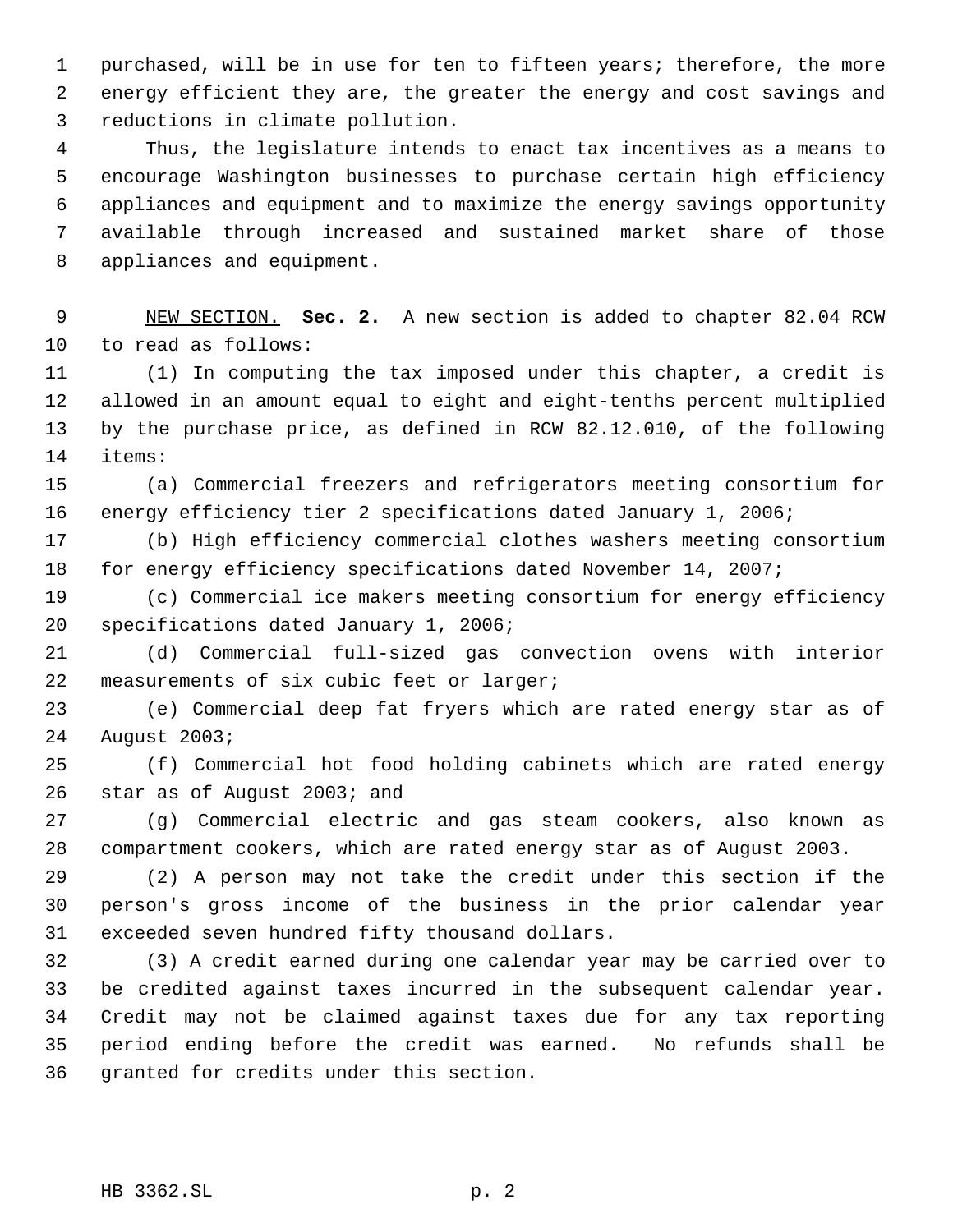purchased, will be in use for ten to fifteen years; therefore, the more energy efficient they are, the greater the energy and cost savings and reductions in climate pollution.

Thus, the legislature intends to enact tax incentives as a means to encourage Washington businesses to purchase certain high efficiency appliances and equipment and to maximize the energy savings opportunity available through increased and sustained market share of those appliances and equipment.

NEW SECTION. **Sec. 2.** A new section is added to chapter 82.04 RCW to read as follows:

(1) In computing the tax imposed under this chapter, a credit is allowed in an amount equal to eight and eight-tenths percent multiplied by the purchase price, as defined in RCW 82.12.010, of the following items:

(a) Commercial freezers and refrigerators meeting consortium for energy efficiency tier 2 specifications dated January 1, 2006;

(b) High efficiency commercial clothes washers meeting consortium for energy efficiency specifications dated November 14, 2007;

(c) Commercial ice makers meeting consortium for energy efficiency specifications dated January 1, 2006;

(d) Commercial full-sized gas convection ovens with interior measurements of six cubic feet or larger;

(e) Commercial deep fat fryers which are rated energy star as of August 2003;

(f) Commercial hot food holding cabinets which are rated energy star as of August 2003; and

(g) Commercial electric and gas steam cookers, also known as compartment cookers, which are rated energy star as of August 2003.

(2) A person may not take the credit under this section if the person's gross income of the business in the prior calendar year exceeded seven hundred fifty thousand dollars.

(3) A credit earned during one calendar year may be carried over to be credited against taxes incurred in the subsequent calendar year. Credit may not be claimed against taxes due for any tax reporting period ending before the credit was earned. No refunds shall be granted for credits under this section.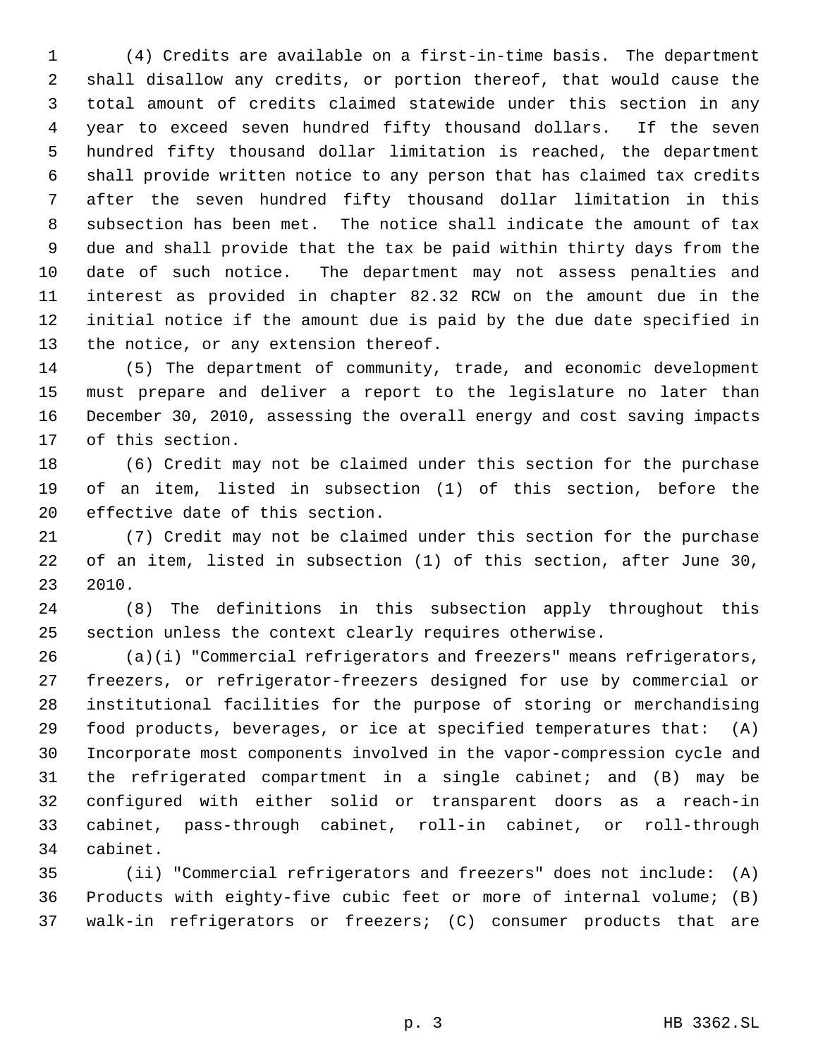(4) Credits are available on a first-in-time basis. The department shall disallow any credits, or portion thereof, that would cause the total amount of credits claimed statewide under this section in any year to exceed seven hundred fifty thousand dollars. If the seven hundred fifty thousand dollar limitation is reached, the department shall provide written notice to any person that has claimed tax credits after the seven hundred fifty thousand dollar limitation in this subsection has been met. The notice shall indicate the amount of tax due and shall provide that the tax be paid within thirty days from the date of such notice. The department may not assess penalties and interest as provided in chapter 82.32 RCW on the amount due in the initial notice if the amount due is paid by the due date specified in the notice, or any extension thereof.

(5) The department of community, trade, and economic development must prepare and deliver a report to the legislature no later than December 30, 2010, assessing the overall energy and cost saving impacts of this section.

(6) Credit may not be claimed under this section for the purchase of an item, listed in subsection (1) of this section, before the effective date of this section.

(7) Credit may not be claimed under this section for the purchase of an item, listed in subsection (1) of this section, after June 30, 2010.

(8) The definitions in this subsection apply throughout this section unless the context clearly requires otherwise.

(a)(i) "Commercial refrigerators and freezers" means refrigerators, freezers, or refrigerator-freezers designed for use by commercial or institutional facilities for the purpose of storing or merchandising food products, beverages, or ice at specified temperatures that: (A) Incorporate most components involved in the vapor-compression cycle and the refrigerated compartment in a single cabinet; and (B) may be configured with either solid or transparent doors as a reach-in cabinet, pass-through cabinet, roll-in cabinet, or roll-through cabinet.

(ii) "Commercial refrigerators and freezers" does not include: (A) Products with eighty-five cubic feet or more of internal volume; (B) walk-in refrigerators or freezers; (C) consumer products that are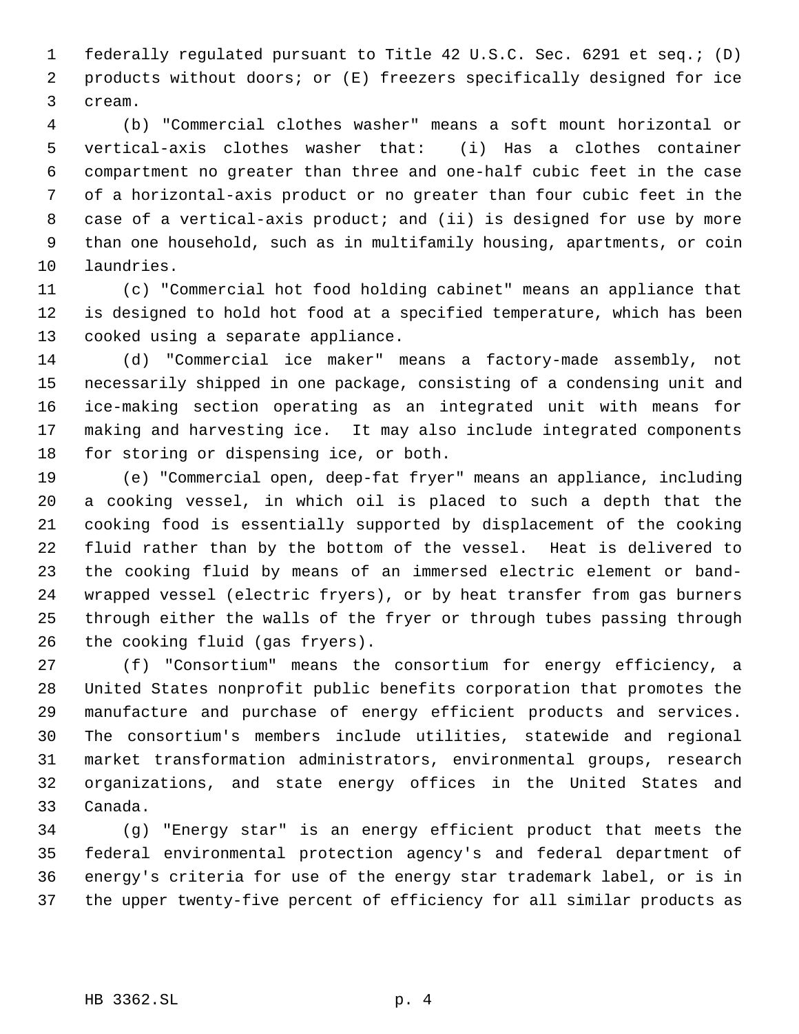federally regulated pursuant to Title 42 U.S.C. Sec. 6291 et seq.; (D) products without doors; or (E) freezers specifically designed for ice cream.

(b) "Commercial clothes washer" means a soft mount horizontal or vertical-axis clothes washer that: (i) Has a clothes container compartment no greater than three and one-half cubic feet in the case of a horizontal-axis product or no greater than four cubic feet in the case of a vertical-axis product; and (ii) is designed for use by more than one household, such as in multifamily housing, apartments, or coin laundries.

(c) "Commercial hot food holding cabinet" means an appliance that is designed to hold hot food at a specified temperature, which has been cooked using a separate appliance.

(d) "Commercial ice maker" means a factory-made assembly, not necessarily shipped in one package, consisting of a condensing unit and ice-making section operating as an integrated unit with means for making and harvesting ice. It may also include integrated components for storing or dispensing ice, or both.

(e) "Commercial open, deep-fat fryer" means an appliance, including a cooking vessel, in which oil is placed to such a depth that the cooking food is essentially supported by displacement of the cooking fluid rather than by the bottom of the vessel. Heat is delivered to the cooking fluid by means of an immersed electric element or band-wrapped vessel (electric fryers), or by heat transfer from gas burners through either the walls of the fryer or through tubes passing through the cooking fluid (gas fryers).

(f) "Consortium" means the consortium for energy efficiency, a United States nonprofit public benefits corporation that promotes the manufacture and purchase of energy efficient products and services. The consortium's members include utilities, statewide and regional market transformation administrators, environmental groups, research organizations, and state energy offices in the United States and Canada.

(g) "Energy star" is an energy efficient product that meets the federal environmental protection agency's and federal department of energy's criteria for use of the energy star trademark label, or is in the upper twenty-five percent of efficiency for all similar products as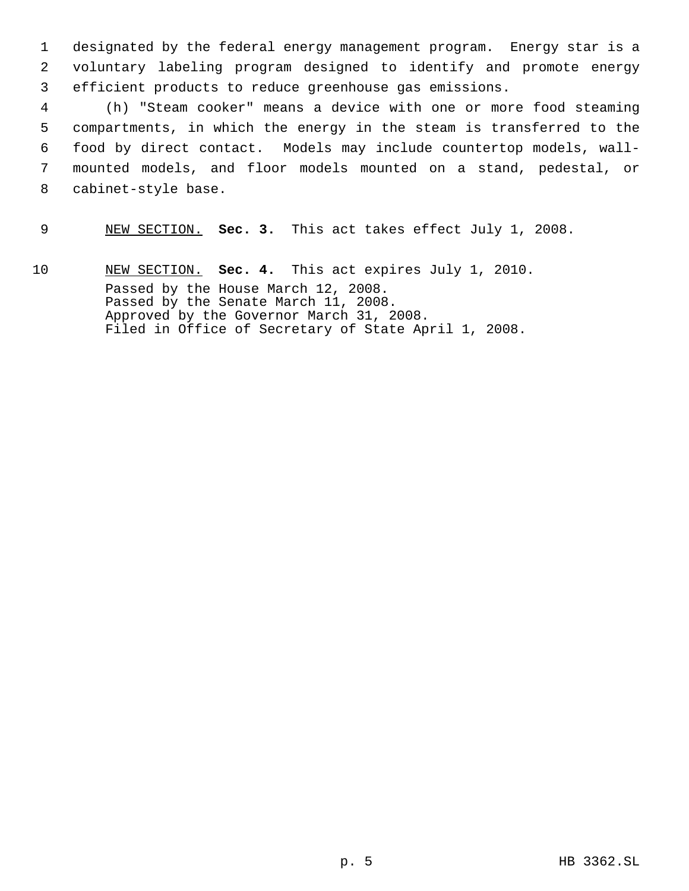designated by the federal energy management program. Energy star is a voluntary labeling program designed to identify and promote energy efficient products to reduce greenhouse gas emissions.

(h) "Steam cooker" means a device with one or more food steaming compartments, in which the energy in the steam is transferred to the food by direct contact. Models may include countertop models, wall-mounted models, and floor models mounted on a stand, pedestal, or cabinet-style base.

NEW SECTION. **Sec. 3.** This act takes effect July 1, 2008.

NEW SECTION. **Sec. 4.** This act expires July 1, 2010.

Passed by the House March 12, 2008.
Passed by the Senate March 11, 2008.
Approved by the Governor March 31, 2008.
Filed in Office of Secretary of State April 1, 2008.